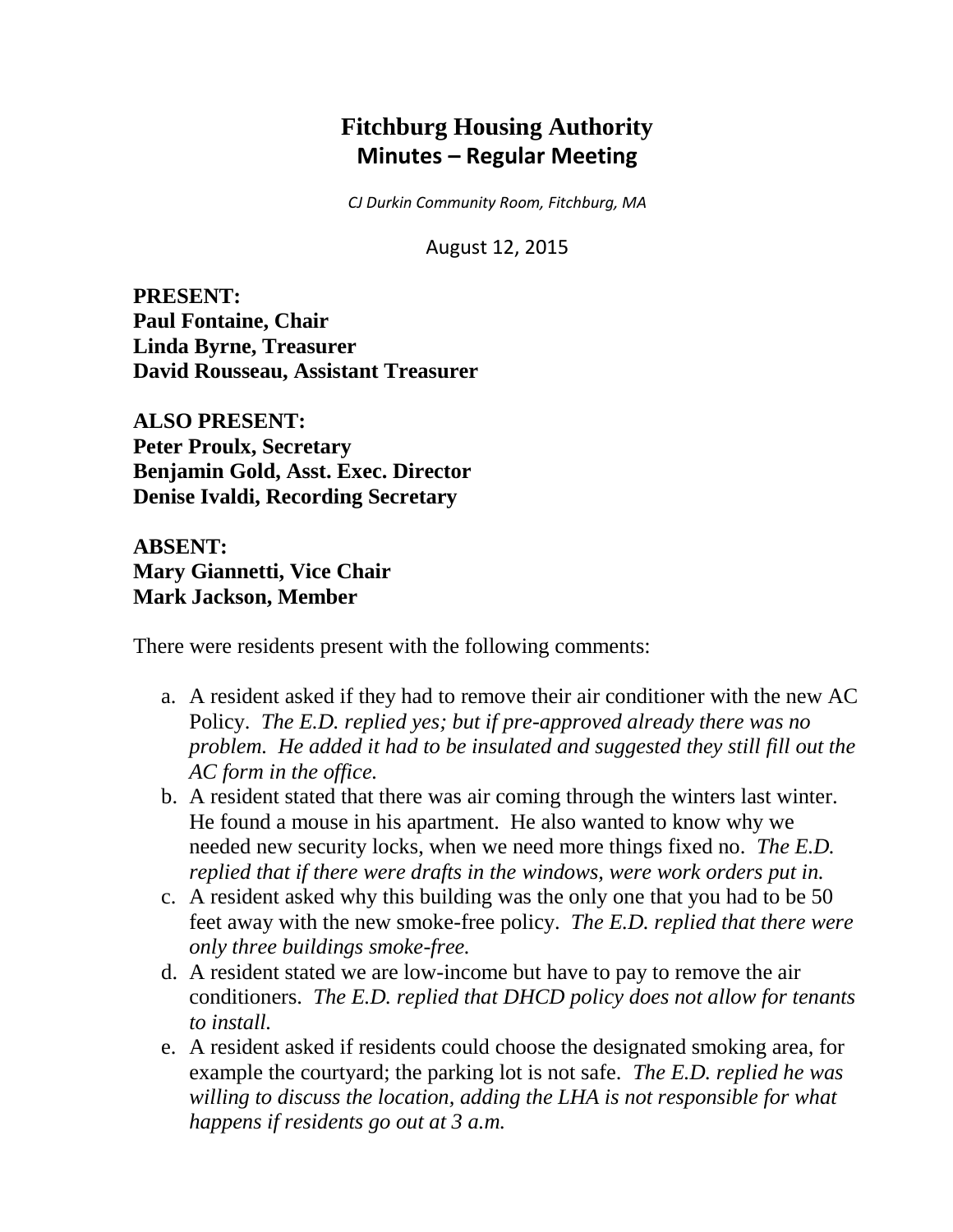# Fitchburg Housing Authority
## Minutes – Regular Meeting

*CJ Durkin Community Room, Fitchburg, MA*

August 12, 2015

**PRESENT:**
**Paul Fontaine, Chair**
**Linda Byrne, Treasurer**
**David Rousseau, Assistant Treasurer**

**ALSO PRESENT:**
**Peter Proulx, Secretary**
**Benjamin Gold, Asst. Exec. Director**
**Denise Ivaldi, Recording Secretary**

**ABSENT:**
**Mary Giannetti, Vice Chair**
**Mark Jackson, Member**

There were residents present with the following comments:

a. A resident asked if they had to remove their air conditioner with the new AC Policy. *The E.D. replied yes; but if pre-approved already there was no problem. He added it had to be insulated and suggested they still fill out the AC form in the office.*
b. A resident stated that there was air coming through the winters last winter. He found a mouse in his apartment. He also wanted to know why we needed new security locks, when we need more things fixed no. *The E.D. replied that if there were drafts in the windows, were work orders put in.*
c. A resident asked why this building was the only one that you had to be 50 feet away with the new smoke-free policy. *The E.D. replied that there were only three buildings smoke-free.*
d. A resident stated we are low-income but have to pay to remove the air conditioners. *The E.D. replied that DHCD policy does not allow for tenants to install.*
e. A resident asked if residents could choose the designated smoking area, for example the courtyard; the parking lot is not safe. *The E.D. replied he was willing to discuss the location, adding the LHA is not responsible for what happens if residents go out at 3 a.m.*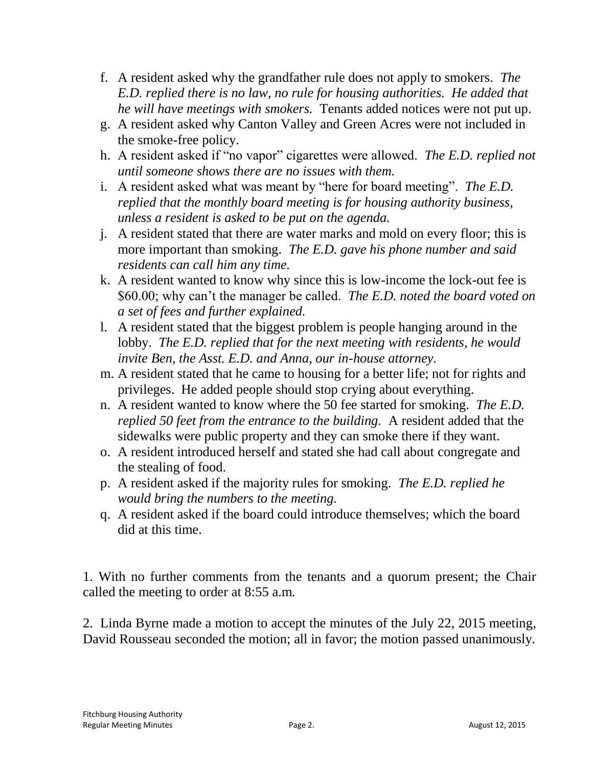f. A resident asked why the grandfather rule does not apply to smokers. *The E.D. replied there is no law, no rule for housing authorities. He added that he will have meetings with smokers.* Tenants added notices were not put up.

g. A resident asked why Canton Valley and Green Acres were not included in the smoke-free policy.

h. A resident asked if "no vapor" cigarettes were allowed. *The E.D. replied not until someone shows there are no issues with them.*

i. A resident asked what was meant by "here for board meeting". *The E.D. replied that the monthly board meeting is for housing authority business, unless a resident is asked to be put on the agenda.*

j. A resident stated that there are water marks and mold on every floor; this is more important than smoking. *The E.D. gave his phone number and said residents can call him any time.*

k. A resident wanted to know why since this is low-income the lock-out fee is $60.00; why can't the manager be called. *The E.D. noted the board voted on a set of fees and further explained.*

l. A resident stated that the biggest problem is people hanging around in the lobby. *The E.D. replied that for the next meeting with residents, he would invite Ben, the Asst. E.D. and Anna, our in-house attorney.*

m. A resident stated that he came to housing for a better life; not for rights and privileges. He added people should stop crying about everything.

n. A resident wanted to know where the 50 fee started for smoking. *The E.D. replied 50 feet from the entrance to the building.* A resident added that the sidewalks were public property and they can smoke there if they want.

o. A resident introduced herself and stated she had call about congregate and the stealing of food.

p. A resident asked if the majority rules for smoking. *The E.D. replied he would bring the numbers to the meeting.*

q. A resident asked if the board could introduce themselves; which the board did at this time.

1. With no further comments from the tenants and a quorum present; the Chair called the meeting to order at 8:55 a.m.

2. Linda Byrne made a motion to accept the minutes of the July 22, 2015 meeting, David Rousseau seconded the motion; all in favor; the motion passed unanimously.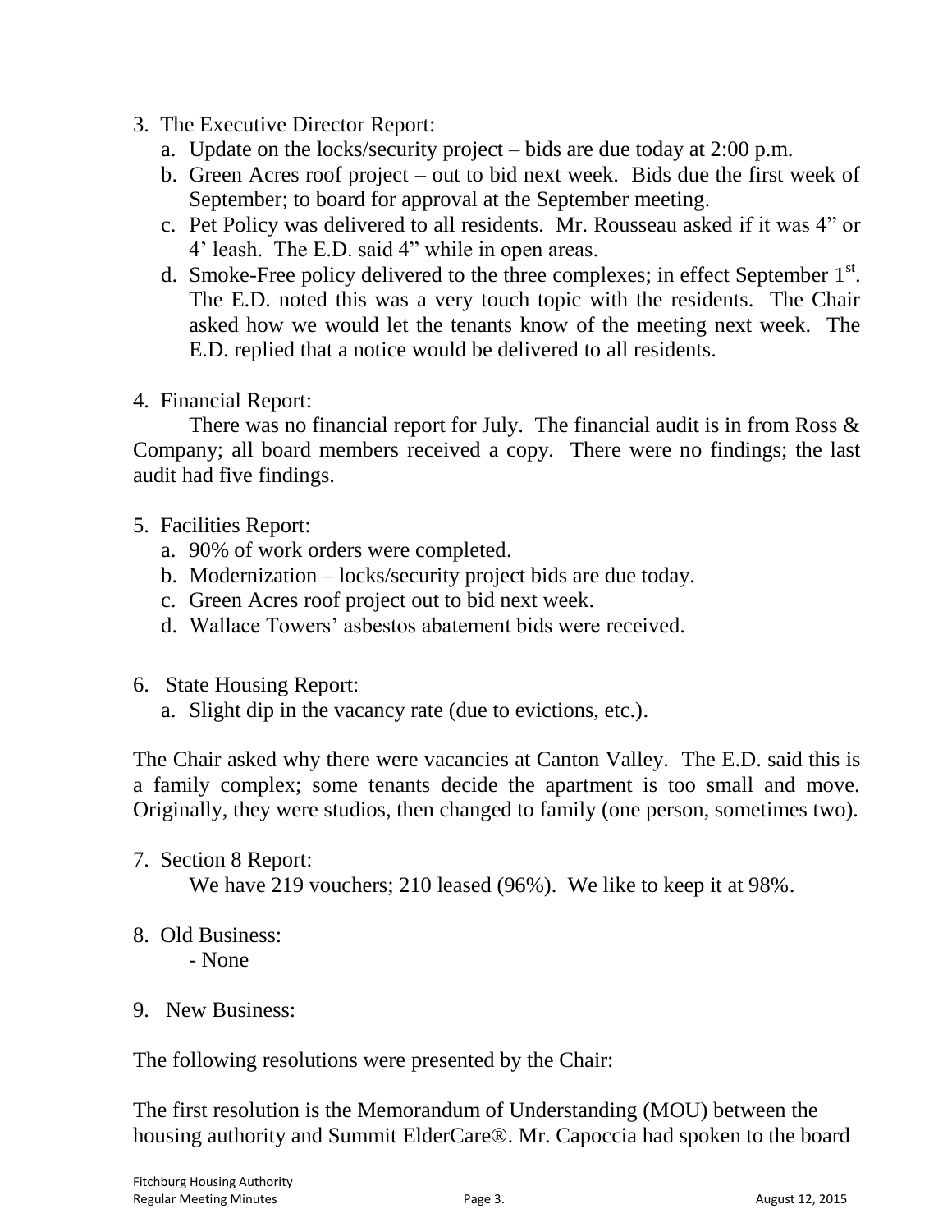3. The Executive Director Report:
   a. Update on the locks/security project – bids are due today at 2:00 p.m.
   b. Green Acres roof project – out to bid next week. Bids due the first week of September; to board for approval at the September meeting.
   c. Pet Policy was delivered to all residents. Mr. Rousseau asked if it was 4" or 4' leash. The E.D. said 4" while in open areas.
   d. Smoke-Free policy delivered to the three complexes; in effect September 1st. The E.D. noted this was a very touch topic with the residents. The Chair asked how we would let the tenants know of the meeting next week. The E.D. replied that a notice would be delivered to all residents.

4. Financial Report:

   There was no financial report for July. The financial audit is in from Ross & Company; all board members received a copy. There were no findings; the last audit had five findings.

5. Facilities Report:
   a. 90% of work orders were completed.
   b. Modernization – locks/security project bids are due today.
   c. Green Acres roof project out to bid next week.
   d. Wallace Towers' asbestos abatement bids were received.

6. State Housing Report:
   a. Slight dip in the vacancy rate (due to evictions, etc.).

The Chair asked why there were vacancies at Canton Valley. The E.D. said this is a family complex; some tenants decide the apartment is too small and move. Originally, they were studios, then changed to family (one person, sometimes two).

7. Section 8 Report:

   We have 219 vouchers; 210 leased (96%). We like to keep it at 98%.

8. Old Business:
   - None

9. New Business:

The following resolutions were presented by the Chair:

The first resolution is the Memorandum of Understanding (MOU) between the housing authority and Summit ElderCare®. Mr. Capoccia had spoken to the board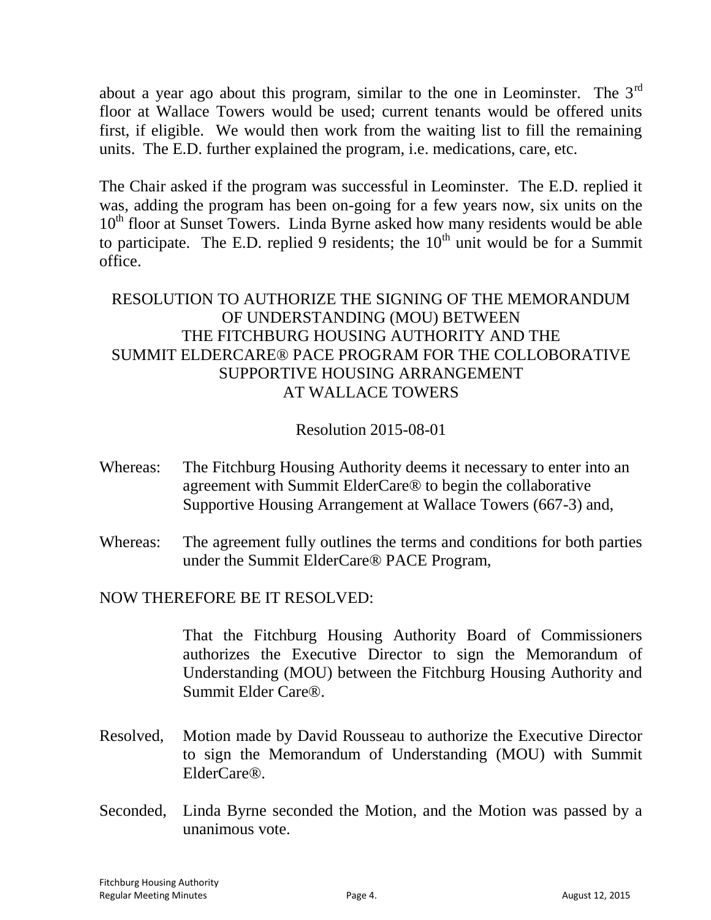about a year ago about this program, similar to the one in Leominster. The 3rd floor at Wallace Towers would be used; current tenants would be offered units first, if eligible. We would then work from the waiting list to fill the remaining units. The E.D. further explained the program, i.e. medications, care, etc.

The Chair asked if the program was successful in Leominster. The E.D. replied it was, adding the program has been on-going for a few years now, six units on the 10th floor at Sunset Towers. Linda Byrne asked how many residents would be able to participate. The E.D. replied 9 residents; the 10th unit would be for a Summit office.

RESOLUTION TO AUTHORIZE THE SIGNING OF THE MEMORANDUM OF UNDERSTANDING (MOU) BETWEEN THE FITCHBURG HOUSING AUTHORITY AND THE SUMMIT ELDERCARE® PACE PROGRAM FOR THE COLLOBORATIVE SUPPORTIVE HOUSING ARRANGEMENT AT WALLACE TOWERS

Resolution 2015-08-01

Whereas: The Fitchburg Housing Authority deems it necessary to enter into an agreement with Summit ElderCare® to begin the collaborative Supportive Housing Arrangement at Wallace Towers (667-3) and,

Whereas: The agreement fully outlines the terms and conditions for both parties under the Summit ElderCare® PACE Program,

NOW THEREFORE BE IT RESOLVED:

That the Fitchburg Housing Authority Board of Commissioners authorizes the Executive Director to sign the Memorandum of Understanding (MOU) between the Fitchburg Housing Authority and Summit Elder Care®.

Resolved, Motion made by David Rousseau to authorize the Executive Director to sign the Memorandum of Understanding (MOU) with Summit ElderCare®.

Seconded, Linda Byrne seconded the Motion, and the Motion was passed by a unanimous vote.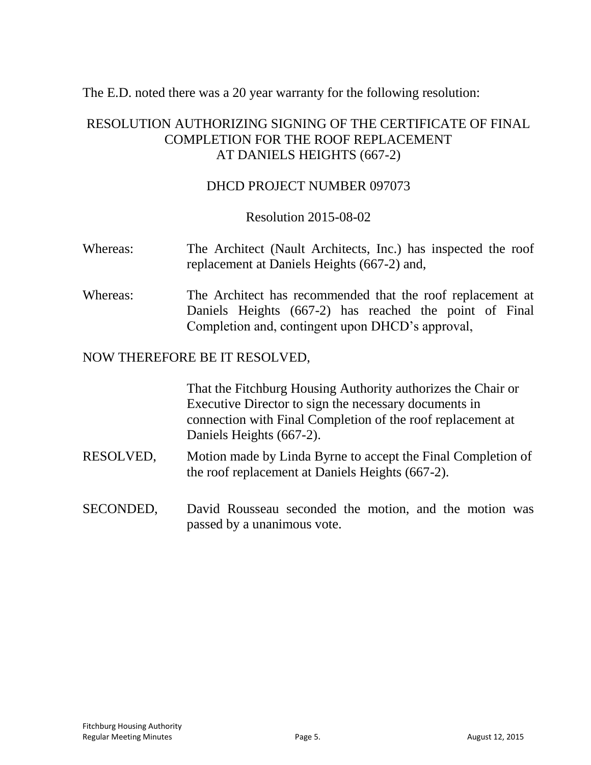The E.D. noted there was a 20 year warranty for the following resolution:

RESOLUTION AUTHORIZING SIGNING OF THE CERTIFICATE OF FINAL COMPLETION FOR THE ROOF REPLACEMENT AT DANIELS HEIGHTS (667-2)

DHCD PROJECT NUMBER 097073

Resolution 2015-08-02

Whereas: The Architect (Nault Architects, Inc.) has inspected the roof replacement at Daniels Heights (667-2) and,

Whereas: The Architect has recommended that the roof replacement at Daniels Heights (667-2) has reached the point of Final Completion and, contingent upon DHCD's approval,

NOW THEREFORE BE IT RESOLVED,

That the Fitchburg Housing Authority authorizes the Chair or Executive Director to sign the necessary documents in connection with Final Completion of the roof replacement at Daniels Heights (667-2).

RESOLVED, Motion made by Linda Byrne to accept the Final Completion of the roof replacement at Daniels Heights (667-2).

SECONDED, David Rousseau seconded the motion, and the motion was passed by a unanimous vote.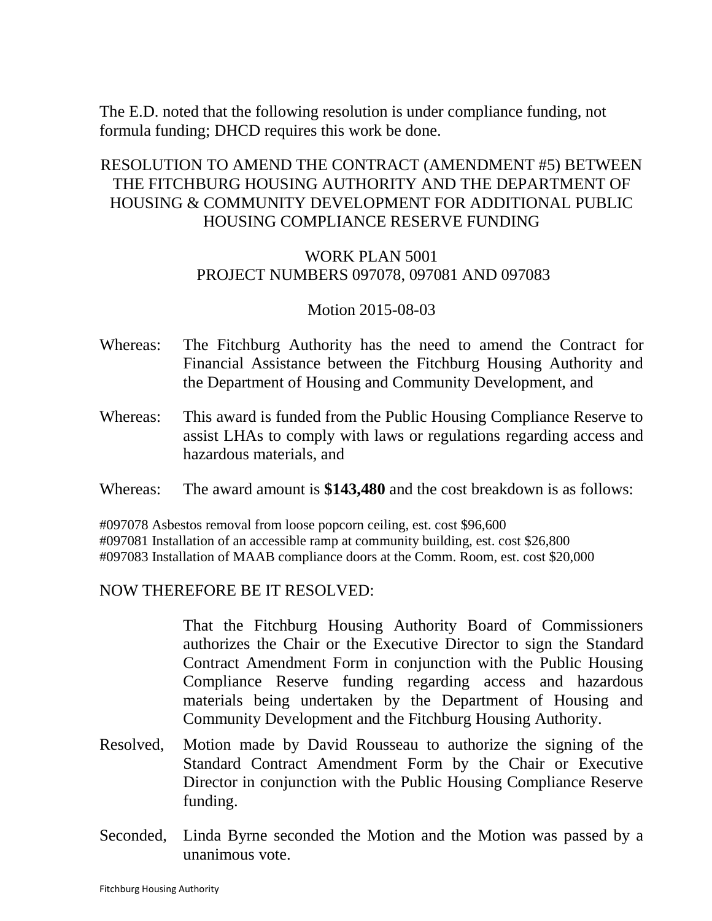The E.D. noted that the following resolution is under compliance funding, not formula funding; DHCD requires this work be done.

RESOLUTION TO AMEND THE CONTRACT (AMENDMENT #5) BETWEEN THE FITCHBURG HOUSING AUTHORITY AND THE DEPARTMENT OF HOUSING & COMMUNITY DEVELOPMENT FOR ADDITIONAL PUBLIC HOUSING COMPLIANCE RESERVE FUNDING

WORK PLAN 5001
PROJECT NUMBERS 097078, 097081 AND 097083

Motion 2015-08-03

Whereas: The Fitchburg Authority has the need to amend the Contract for Financial Assistance between the Fitchburg Housing Authority and the Department of Housing and Community Development, and

Whereas: This award is funded from the Public Housing Compliance Reserve to assist LHAs to comply with laws or regulations regarding access and hazardous materials, and

Whereas: The award amount is **$143,480** and the cost breakdown is as follows:

#097078 Asbestos removal from loose popcorn ceiling, est. cost $96,600
#097081 Installation of an accessible ramp at community building, est. cost $26,800
#097083 Installation of MAAB compliance doors at the Comm. Room, est. cost $20,000

NOW THEREFORE BE IT RESOLVED:

That the Fitchburg Housing Authority Board of Commissioners authorizes the Chair or the Executive Director to sign the Standard Contract Amendment Form in conjunction with the Public Housing Compliance Reserve funding regarding access and hazardous materials being undertaken by the Department of Housing and Community Development and the Fitchburg Housing Authority.

Resolved, Motion made by David Rousseau to authorize the signing of the Standard Contract Amendment Form by the Chair or Executive Director in conjunction with the Public Housing Compliance Reserve funding.

Seconded, Linda Byrne seconded the Motion and the Motion was passed by a unanimous vote.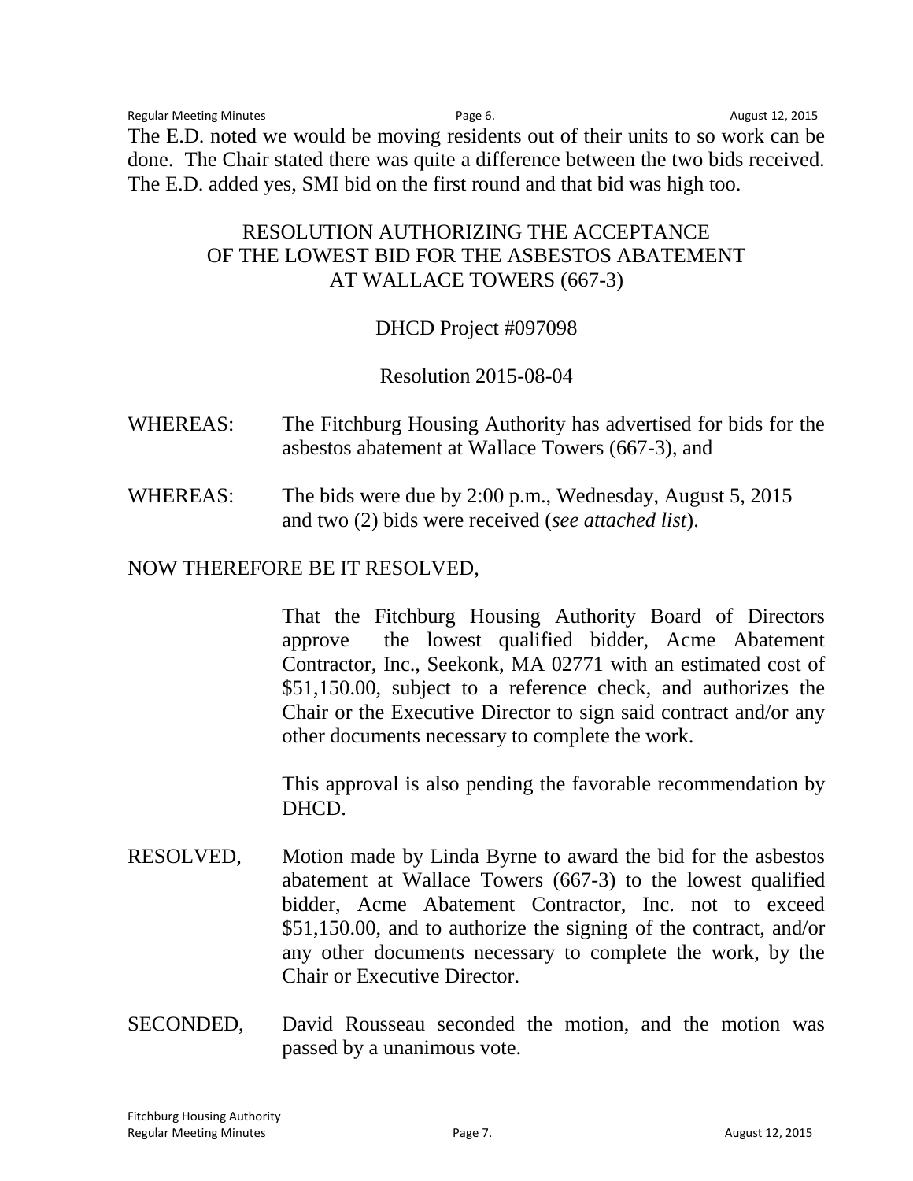The E.D. noted we would be moving residents out of their units to so work can be done. The Chair stated there was quite a difference between the two bids received. The E.D. added yes, SMI bid on the first round and that bid was high too.

RESOLUTION AUTHORIZING THE ACCEPTANCE
OF THE LOWEST BID FOR THE ASBESTOS ABATEMENT
AT WALLACE TOWERS (667-3)

DHCD Project #097098

Resolution 2015-08-04

WHEREAS: The Fitchburg Housing Authority has advertised for bids for the asbestos abatement at Wallace Towers (667-3), and

WHEREAS: The bids were due by 2:00 p.m., Wednesday, August 5, 2015 and two (2) bids were received (*see attached list*).

NOW THEREFORE BE IT RESOLVED,

That the Fitchburg Housing Authority Board of Directors approve the lowest qualified bidder, Acme Abatement Contractor, Inc., Seekonk, MA 02771 with an estimated cost of $51,150.00, subject to a reference check, and authorizes the Chair or the Executive Director to sign said contract and/or any other documents necessary to complete the work.

This approval is also pending the favorable recommendation by DHCD.

RESOLVED, Motion made by Linda Byrne to award the bid for the asbestos abatement at Wallace Towers (667-3) to the lowest qualified bidder, Acme Abatement Contractor, Inc. not to exceed $51,150.00, and to authorize the signing of the contract, and/or any other documents necessary to complete the work, by the Chair or Executive Director.

SECONDED, David Rousseau seconded the motion, and the motion was passed by a unanimous vote.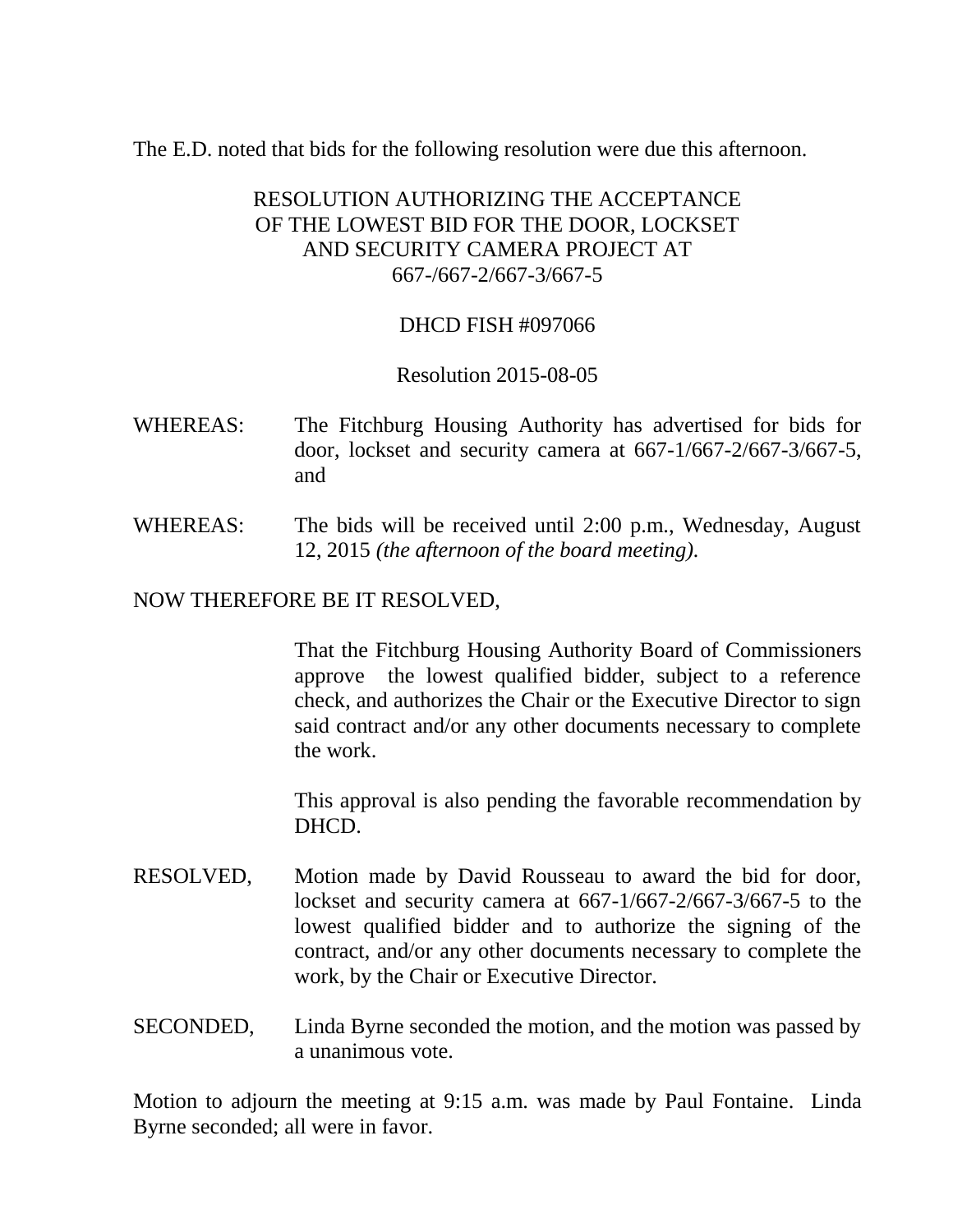The E.D. noted that bids for the following resolution were due this afternoon.

RESOLUTION AUTHORIZING THE ACCEPTANCE OF THE LOWEST BID FOR THE DOOR, LOCKSET AND SECURITY CAMERA PROJECT AT 667-/667-2/667-3/667-5

DHCD FISH #097066

Resolution 2015-08-05

WHEREAS: The Fitchburg Housing Authority has advertised for bids for door, lockset and security camera at 667-1/667-2/667-3/667-5, and

WHEREAS: The bids will be received until 2:00 p.m., Wednesday, August 12, 2015 *(the afternoon of the board meeting).*

NOW THEREFORE BE IT RESOLVED,

That the Fitchburg Housing Authority Board of Commissioners approve the lowest qualified bidder, subject to a reference check, and authorizes the Chair or the Executive Director to sign said contract and/or any other documents necessary to complete the work.

This approval is also pending the favorable recommendation by DHCD.

RESOLVED, Motion made by David Rousseau to award the bid for door, lockset and security camera at 667-1/667-2/667-3/667-5 to the lowest qualified bidder and to authorize the signing of the contract, and/or any other documents necessary to complete the work, by the Chair or Executive Director.

SECONDED, Linda Byrne seconded the motion, and the motion was passed by a unanimous vote.

Motion to adjourn the meeting at 9:15 a.m. was made by Paul Fontaine. Linda Byrne seconded; all were in favor.